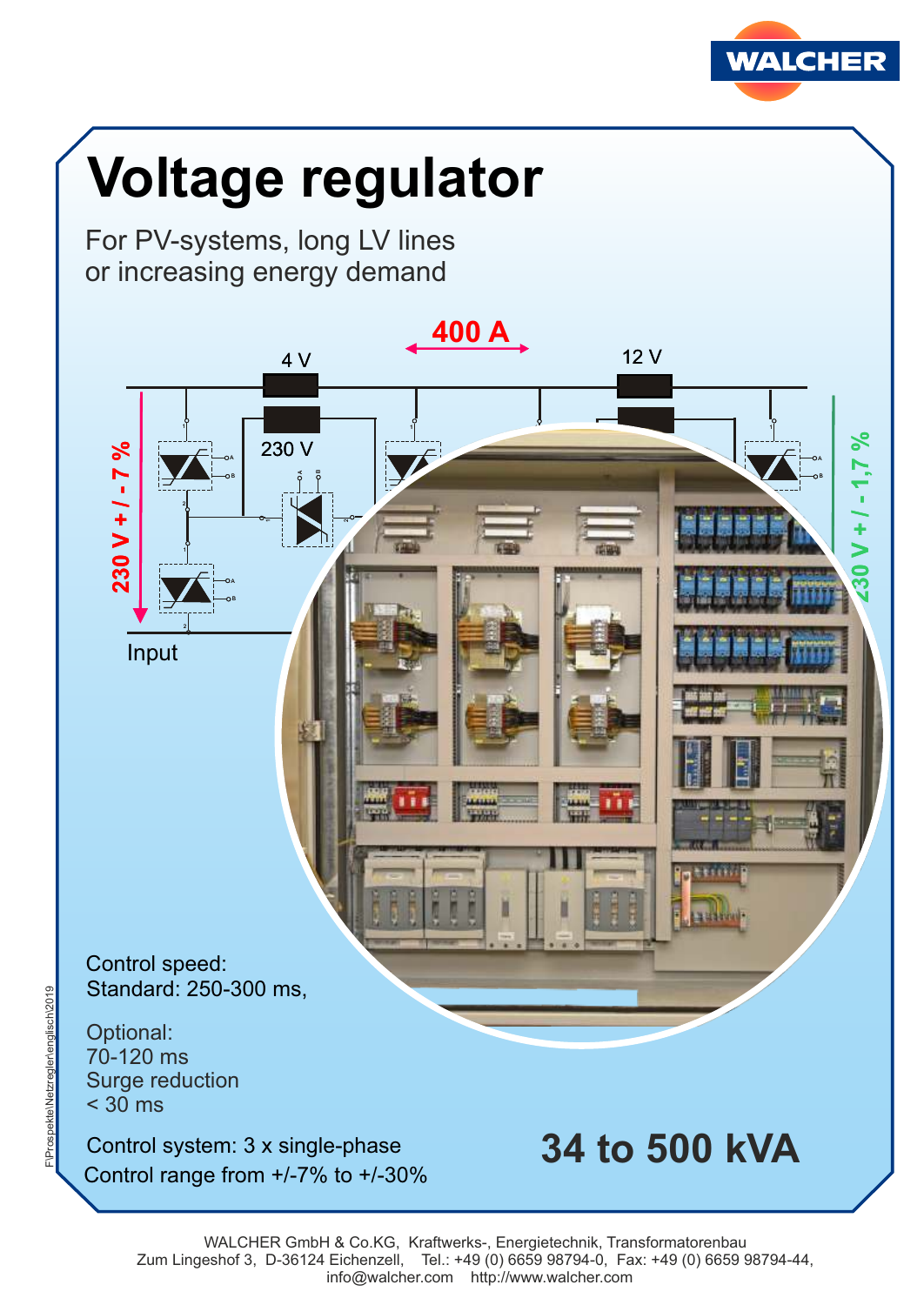# Voltage regulator

For PV-systems, long LV lines
or increasing energy demand

Control speed:
Standard: 250-300 ms,

Optional:
70-120 ms
Surge reduction
< 30 ms

Control system: 3 x single-phase
Control range from +/-7% to +/-30%

## 34 to 500 kVA

WALCHER GmbH & Co.KG, Kraftwerks-, Energietechnik, Transformatorenbau
Zum Lingeshof 3, D-36124 Eichenzell, Tel.: +49 (0) 6659 98794-0, Fax: +49 (0) 6659 98794-44,
info@walcher.com http://www.walcher.com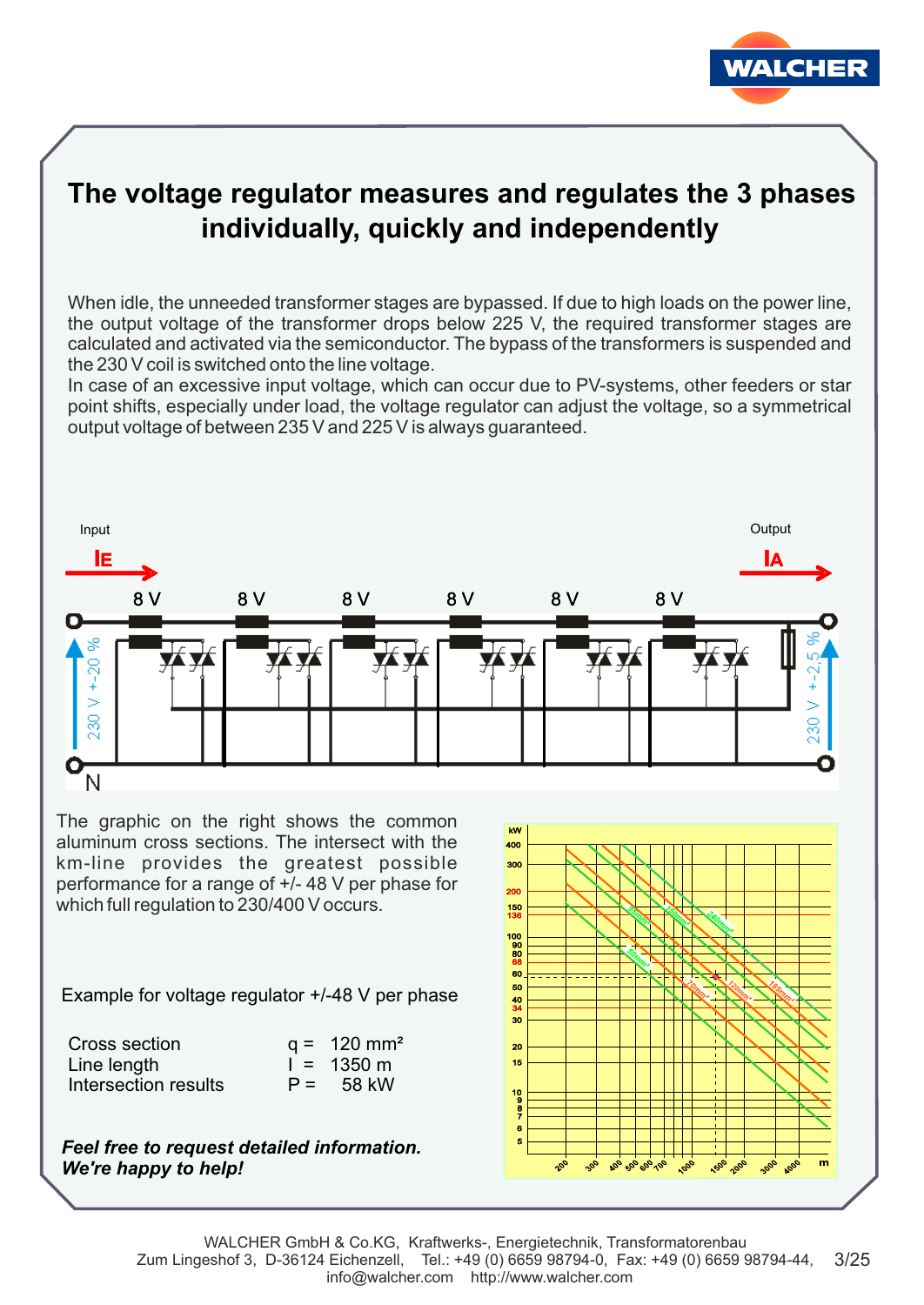# The voltage regulator measures and regulates the 3 phases individually, quickly and independently

When idle, the unneeded transformer stages are bypassed. If due to high loads on the power line, the output voltage of the transformer drops below 225 V, the required transformer stages are calculated and activated via the semiconductor. The bypass of the transformers is suspended and the 230 V coil is switched onto the line voltage.
In case of an excessive input voltage, which can occur due to PV-systems, other feeders or star point shifts, especially under load, the voltage regulator can adjust the voltage, so a symmetrical output voltage of between 235 V and 225 V is always guaranteed.

The graphic on the right shows the common aluminum cross sections. The intersect with the km-line provides the greatest possible performance for a range of +/- 48 V per phase for which full regulation to 230/400 V occurs.

Example for voltage regulator +/-48 V per phase

| | | |
|---|---|---|
| Cross section | q = | 120 mm² |
| Line length | l = | 1350 m |
| Intersection results | P = | 58 kW |

***Feel free to request detailed information. We're happy to help!***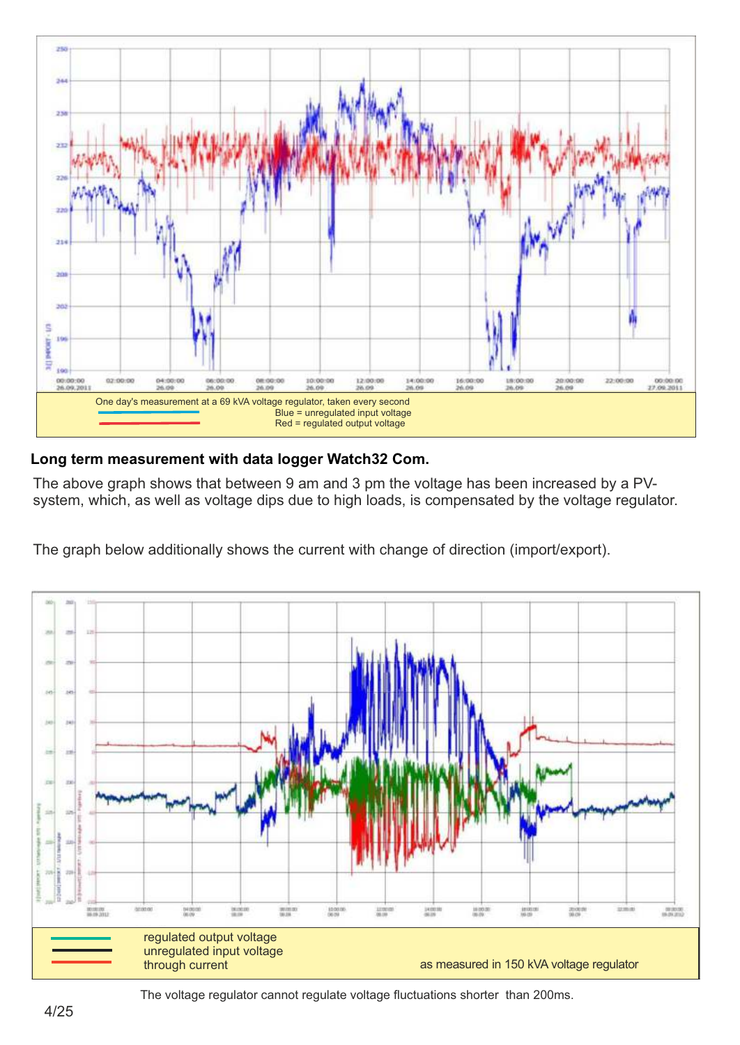One day's measurement at a 69 kVA voltage regulator, taken every second

Blue = unregulated input voltage

Red = regulated output voltage

**Long term measurement with data logger Watch32 Com.**

The above graph shows that between 9 am and 3 pm the voltage has been increased by a PV-system, which, as well as voltage dips due to high loads, is compensated by the voltage regulator.

The graph below additionally shows the current with change of direction (import/export).

regulated output voltage

unregulated input voltage

through current

as measured in 150 kVA voltage regulator

The voltage regulator cannot regulate voltage fluctuations shorter than 200ms.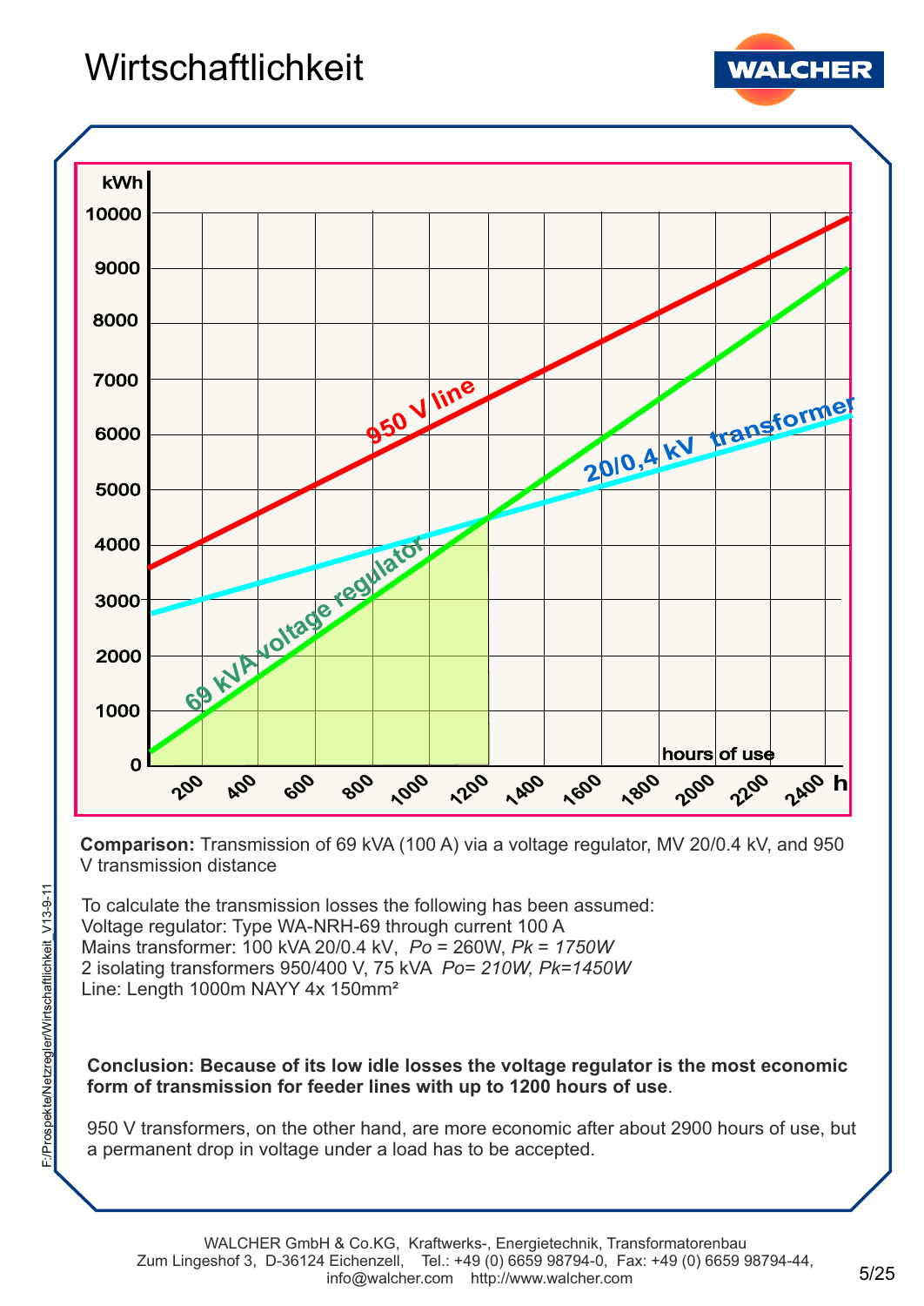# Wirtschaftlichkeit

**Comparison:** Transmission of 69 kVA (100 A) via a voltage regulator, MV 20/0.4 kV, and 950 V transmission distance

To calculate the transmission losses the following has been assumed:
Voltage regulator: Type WA-NRH-69 through current 100 A
Mains transformer: 100 kVA 20/0.4 kV, *Po* = 260W, *Pk = 1750W*
2 isolating transformers 950/400 V, 75 kVA *Po= 210W, Pk=1450W*
Line: Length 1000m NAYY 4x 150mm²

**Conclusion: Because of its low idle losses the voltage regulator is the most economic form of transmission for feeder lines with up to 1200 hours of use**.

950 V transformers, on the other hand, are more economic after about 2900 hours of use, but a permanent drop in voltage under a load has to be accepted.

WALCHER GmbH & Co.KG, Kraftwerks-, Energietechnik, Transformatorenbau
Zum Lingeshof 3, D-36124 Eichenzell, Tel.: +49 (0) 6659 98794-0, Fax: +49 (0) 6659 98794-44,
info@walcher.com http://www.walcher.com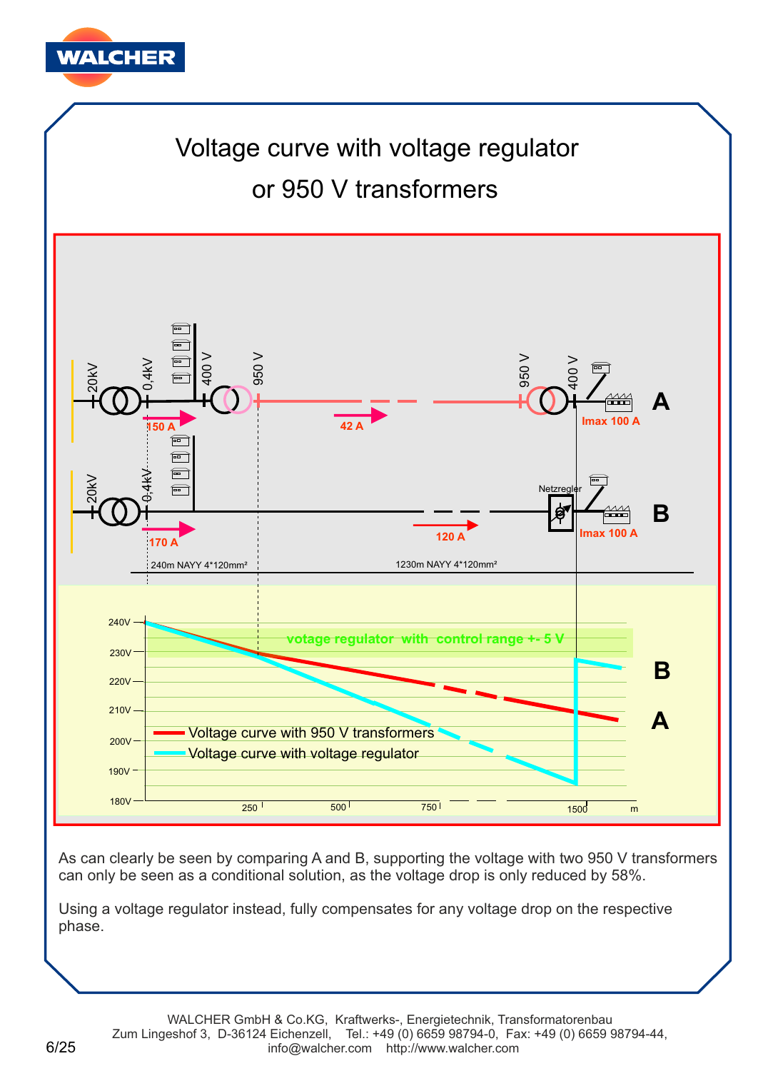# Voltage curve with voltage regulator or 950 V transformers

As can clearly be seen by comparing A and B, supporting the voltage with two 950 V transformers can only be seen as a conditional solution, as the voltage drop is only reduced by 58%.

Using a voltage regulator instead, fully compensates for any voltage drop on the respective phase.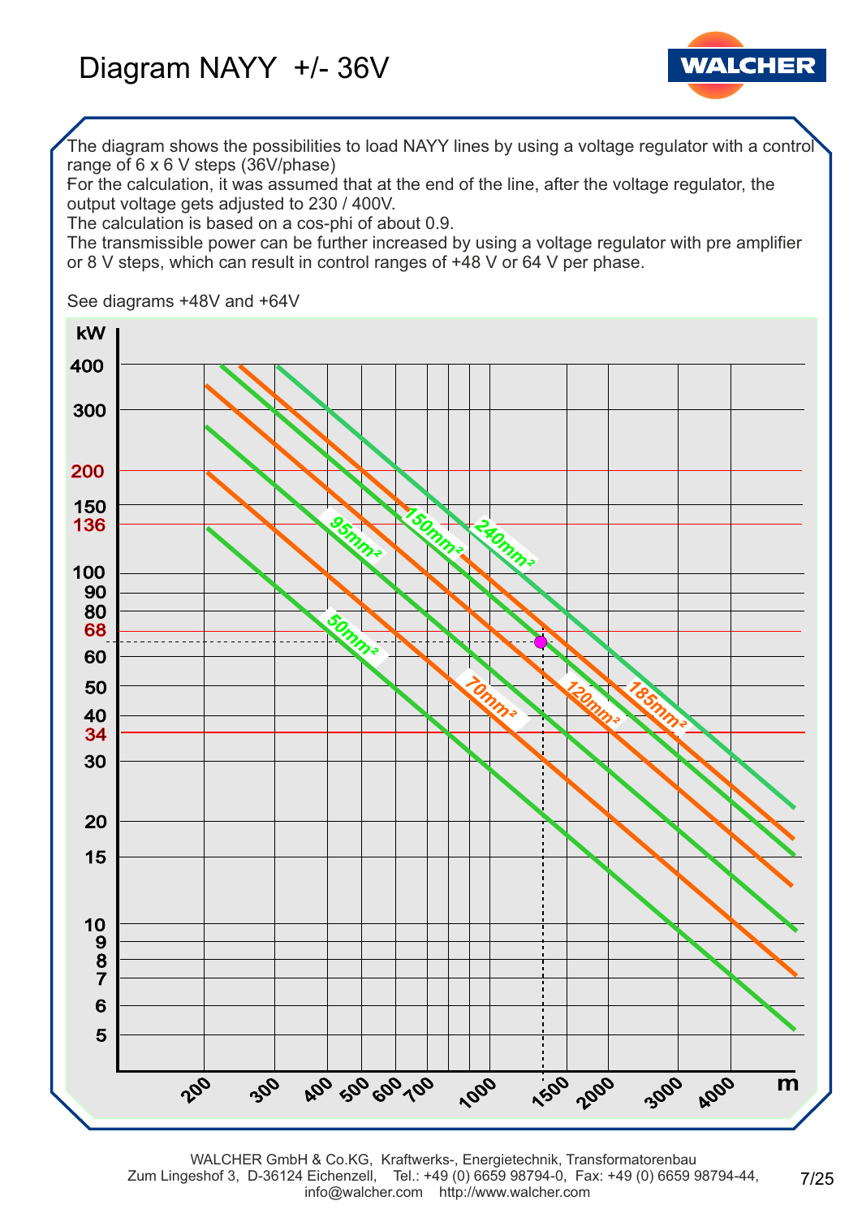# Diagram NAYY +/- 36V

The diagram shows the possibilities to load NAYY lines by using a voltage regulator with a control range of 6 x 6 V steps (36V/phase)
For the calculation, it was assumed that at the end of the line, after the voltage regulator, the output voltage gets adjusted to 230 / 400V.
The calculation is based on a cos-phi of about 0.9.
The transmissible power can be further increased by using a voltage regulator with pre amplifier or 8 V steps, which can result in control ranges of +48 V or 64 V per phase.

See diagrams +48V and +64V

kW

400
300
200
150
136
100
90
80
68
60
50
40
34
30
20
15
10
9
8
7
6
5

95mm²
150mm²
240mm²
50mm²
70mm²
120mm²
185mm²

200 300 400 500 600 700 1000 1500 2000 3000 4000 m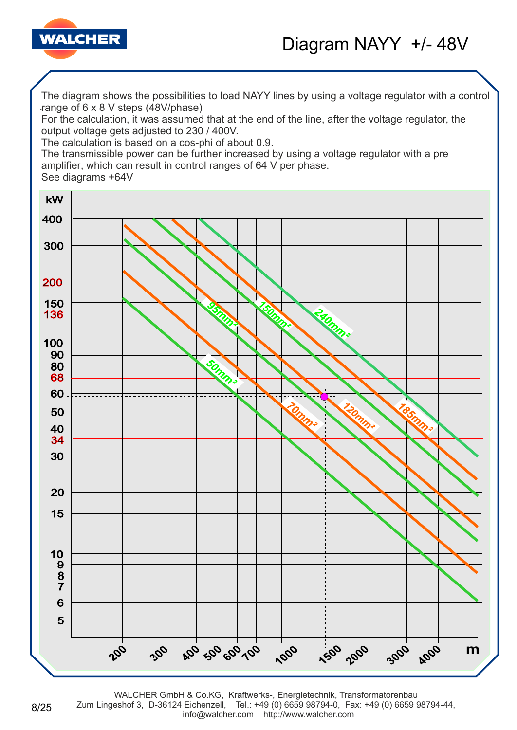# Diagram NAYY +/- 48V

The diagram shows the possibilities to load NAYY lines by using a voltage regulator with a control range of 6 x 8 V steps (48V/phase)
For the calculation, it was assumed that at the end of the line, after the voltage regulator, the output voltage gets adjusted to 230 / 400V.
The calculation is based on a cos-phi of about 0.9.
The transmissible power can be further increased by using a voltage regulator with a pre amplifier, which can result in control ranges of 64 V per phase.
See diagrams +64V

kW: 400, 300, 200, 150, 136, 100, 90, 80, 68, 60, 50, 40, 34, 30, 20, 15, 10, 9, 8, 7, 6, 5

m: 200, 300, 400, 500, 600, 700, 1000, 1500, 2000, 3000, 4000

Cable cross-sections: 50mm², 70mm², 95mm², 120mm², 150mm², 185mm², 240mm²

WALCHER GmbH & Co.KG, Kraftwerks-, Energietechnik, Transformatorenbau
Zum Lingeshof 3, D-36124 Eichenzell, Tel.: +49 (0) 6659 98794-0, Fax: +49 (0) 6659 98794-44,
info@walcher.com http://www.walcher.com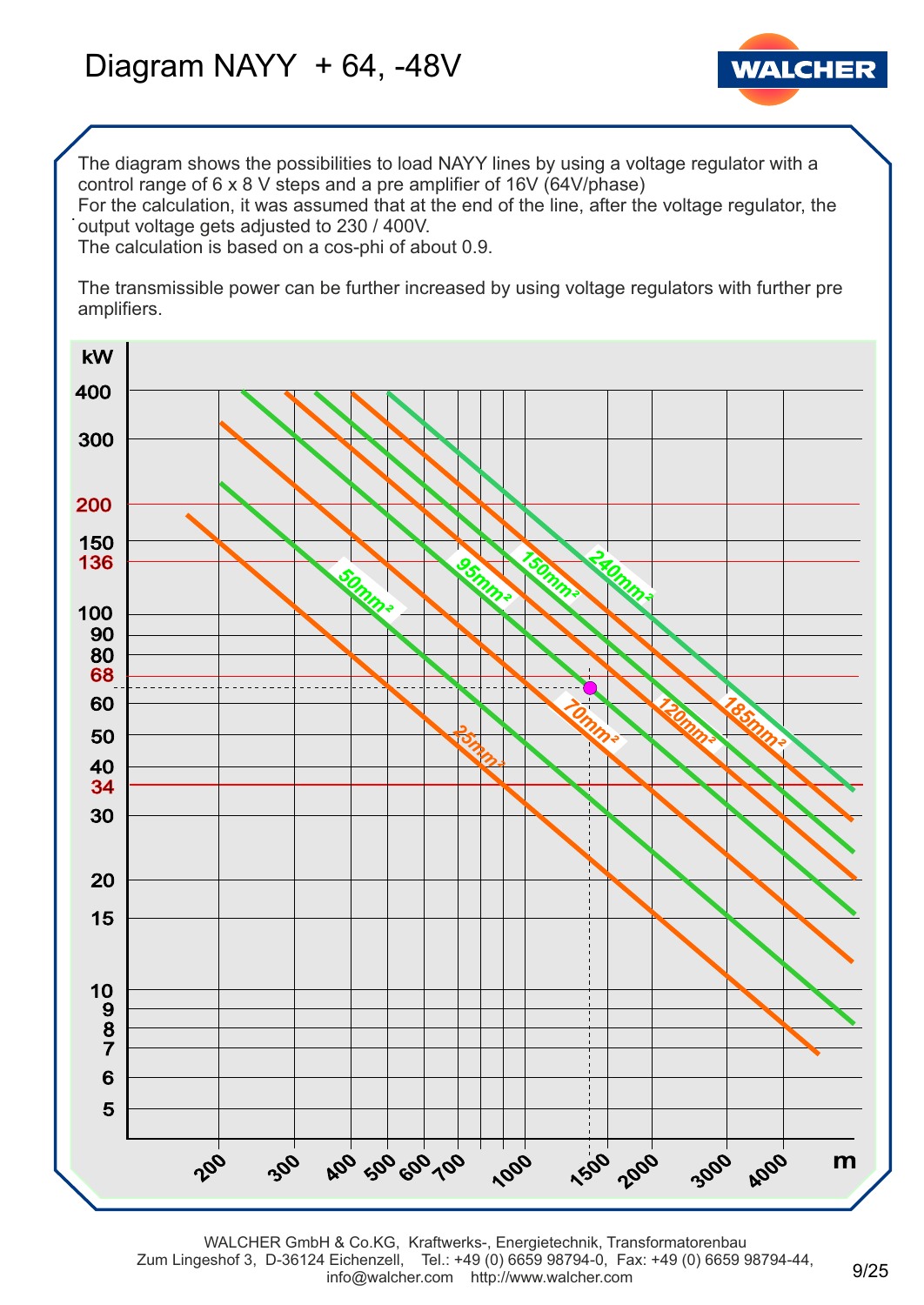# Diagram NAYY + 64, -48V

The diagram shows the possibilities to load NAYY lines by using a voltage regulator with a control range of 6 x 8 V steps and a pre amplifier of 16V (64V/phase)
For the calculation, it was assumed that at the end of the line, after the voltage regulator, the output voltage gets adjusted to 230 / 400V.
The calculation is based on a cos-phi of about 0.9.

The transmissible power can be further increased by using voltage regulators with further pre amplifiers.

kW

400
300
200
150
136
100
90
80
68
60
50
40
34
30
20
15
10
9
8
7
6
5

25mm²
50mm²
70mm²
95mm²
120mm²
150mm²
185mm²
240mm²

200 300 400 500 600 700 1000 1500 2000 3000 4000 m

WALCHER GmbH & Co.KG, Kraftwerks-, Energietechnik, Transformatorenbau
Zum Lingeshof 3, D-36124 Eichenzell, Tel.: +49 (0) 6659 98794-0, Fax: +49 (0) 6659 98794-44,
info@walcher.com http://www.walcher.com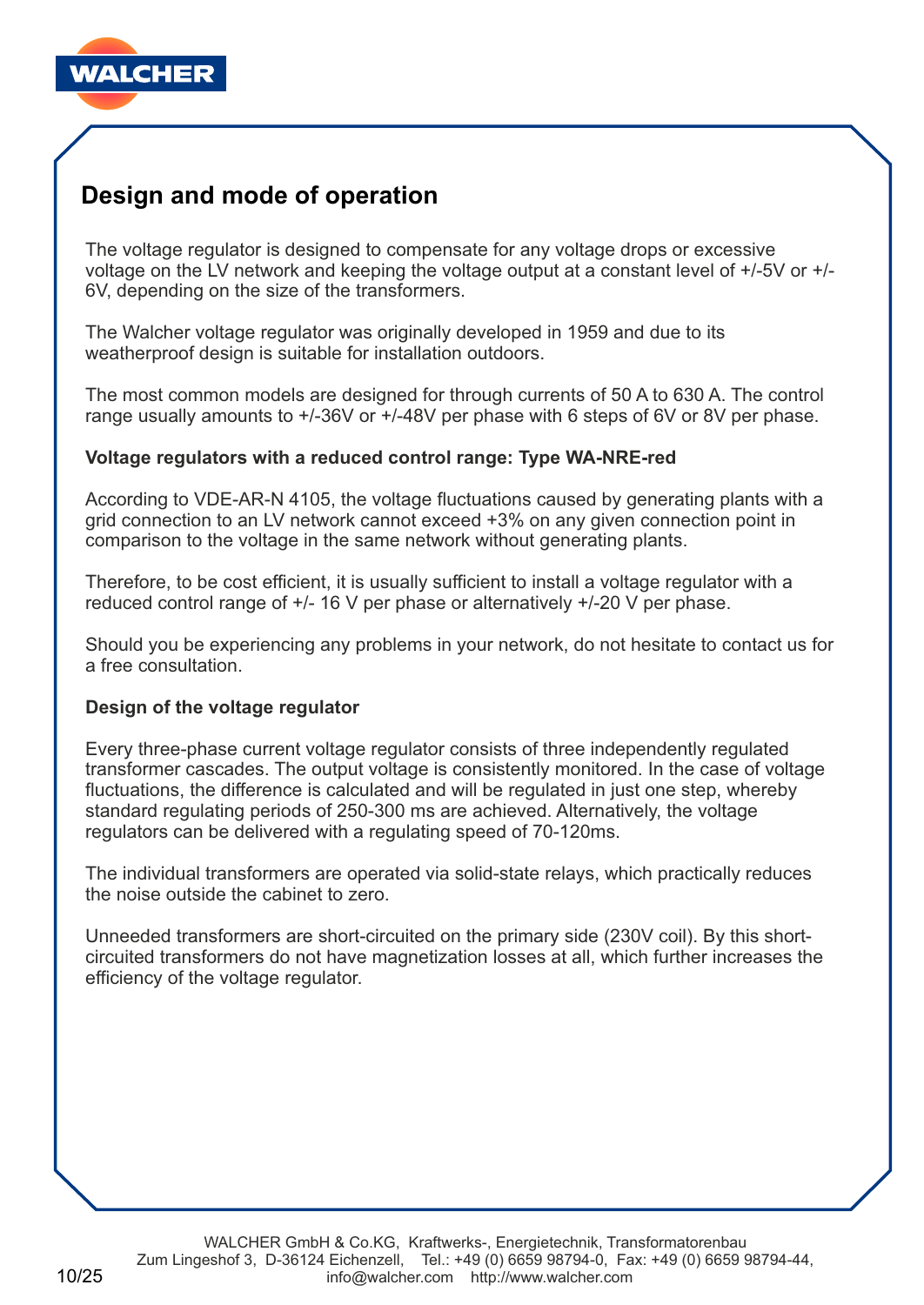## Design and mode of operation

The voltage regulator is designed to compensate for any voltage drops or excessive voltage on the LV network and keeping the voltage output at a constant level of +/-5V or +/-6V, depending on the size of the transformers.

The Walcher voltage regulator was originally developed in 1959 and due to its weatherproof design is suitable for installation outdoors.

The most common models are designed for through currents of 50 A to 630 A. The control range usually amounts to +/-36V or +/-48V per phase with 6 steps of 6V or 8V per phase.

**Voltage regulators with a reduced control range: Type WA-NRE-red**

According to VDE-AR-N 4105, the voltage fluctuations caused by generating plants with a grid connection to an LV network cannot exceed +3% on any given connection point in comparison to the voltage in the same network without generating plants.

Therefore, to be cost efficient, it is usually sufficient to install a voltage regulator with a reduced control range of +/- 16 V per phase or alternatively +/-20 V per phase.

Should you be experiencing any problems in your network, do not hesitate to contact us for a free consultation.

**Design of the voltage regulator**

Every three-phase current voltage regulator consists of three independently regulated transformer cascades. The output voltage is consistently monitored. In the case of voltage fluctuations, the difference is calculated and will be regulated in just one step, whereby standard regulating periods of 250-300 ms are achieved. Alternatively, the voltage regulators can be delivered with a regulating speed of 70-120ms.

The individual transformers are operated via solid-state relays, which practically reduces the noise outside the cabinet to zero.

Unneeded transformers are short-circuited on the primary side (230V coil). By this short-circuited transformers do not have magnetization losses at all, which further increases the efficiency of the voltage regulator.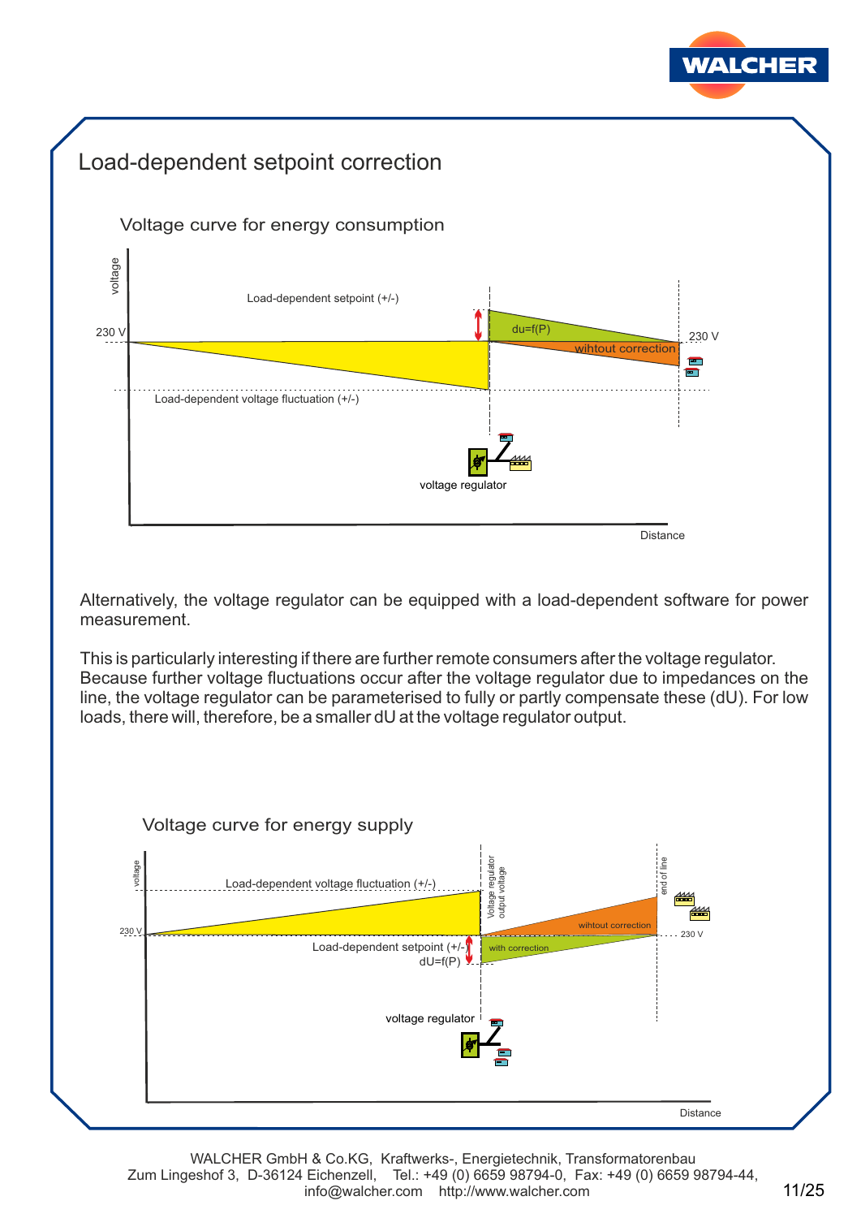# Load-dependent setpoint correction

Voltage curve for energy consumption

voltage

Load-dependent setpoint (+/-)

230 V

du=f(P)

230 V

wihtout correction

Load-dependent voltage fluctuation (+/-)

voltage regulator

Distance

Alternatively, the voltage regulator can be equipped with a load-dependent software for power measurement.

This is particularly interesting if there are further remote consumers after the voltage regulator. Because further voltage fluctuations occur after the voltage regulator due to impedances on the line, the voltage regulator can be parameterised to fully or partly compensate these (dU). For low loads, there will, therefore, be a smaller dU at the voltage regulator output.

Voltage curve for energy supply

voltage

Load-dependent voltage fluctuation (+/-)

Voltage regulator output voltage

end of line

230 V

wihtout correction

230 V

Load-dependent setpoint (+/-)

dU=f(P)

with correction

voltage regulator

Distance

WALCHER GmbH & Co.KG, Kraftwerks-, Energietechnik, Transformatorenbau
Zum Lingeshof 3, D-36124 Eichenzell, Tel.: +49 (0) 6659 98794-0, Fax: +49 (0) 6659 98794-44,
info@walcher.com http://www.walcher.com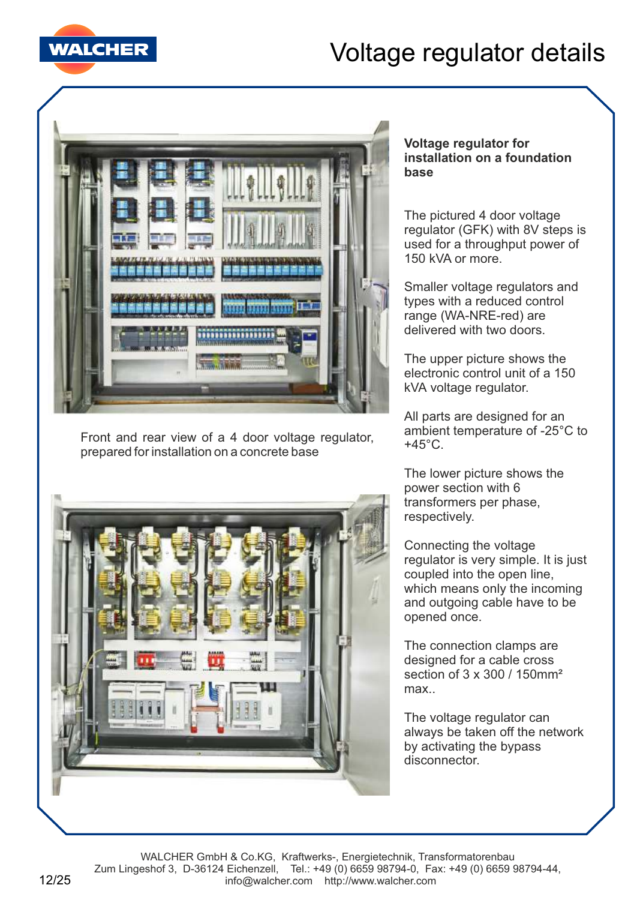# Voltage regulator details

Front and rear view of a 4 door voltage regulator, prepared for installation on a concrete base

**Voltage regulator for installation on a foundation base**

The pictured 4 door voltage regulator (GFK) with 8V steps is used for a throughput power of 150 kVA or more.

Smaller voltage regulators and types with a reduced control range (WA-NRE-red) are delivered with two doors.

The upper picture shows the electronic control unit of a 150 kVA voltage regulator.

All parts are designed for an ambient temperature of -25°C to +45°C.

The lower picture shows the power section with 6 transformers per phase, respectively.

Connecting the voltage regulator is very simple. It is just coupled into the open line, which means only the incoming and outgoing cable have to be opened once.

The connection clamps are designed for a cable cross section of 3 x 300 / 150mm² max..

The voltage regulator can always be taken off the network by activating the bypass disconnector.

WALCHER GmbH & Co.KG, Kraftwerks-, Energietechnik, Transformatorenbau
Zum Lingeshof 3, D-36124 Eichenzell, Tel.: +49 (0) 6659 98794-0, Fax: +49 (0) 6659 98794-44,
info@walcher.com http://www.walcher.com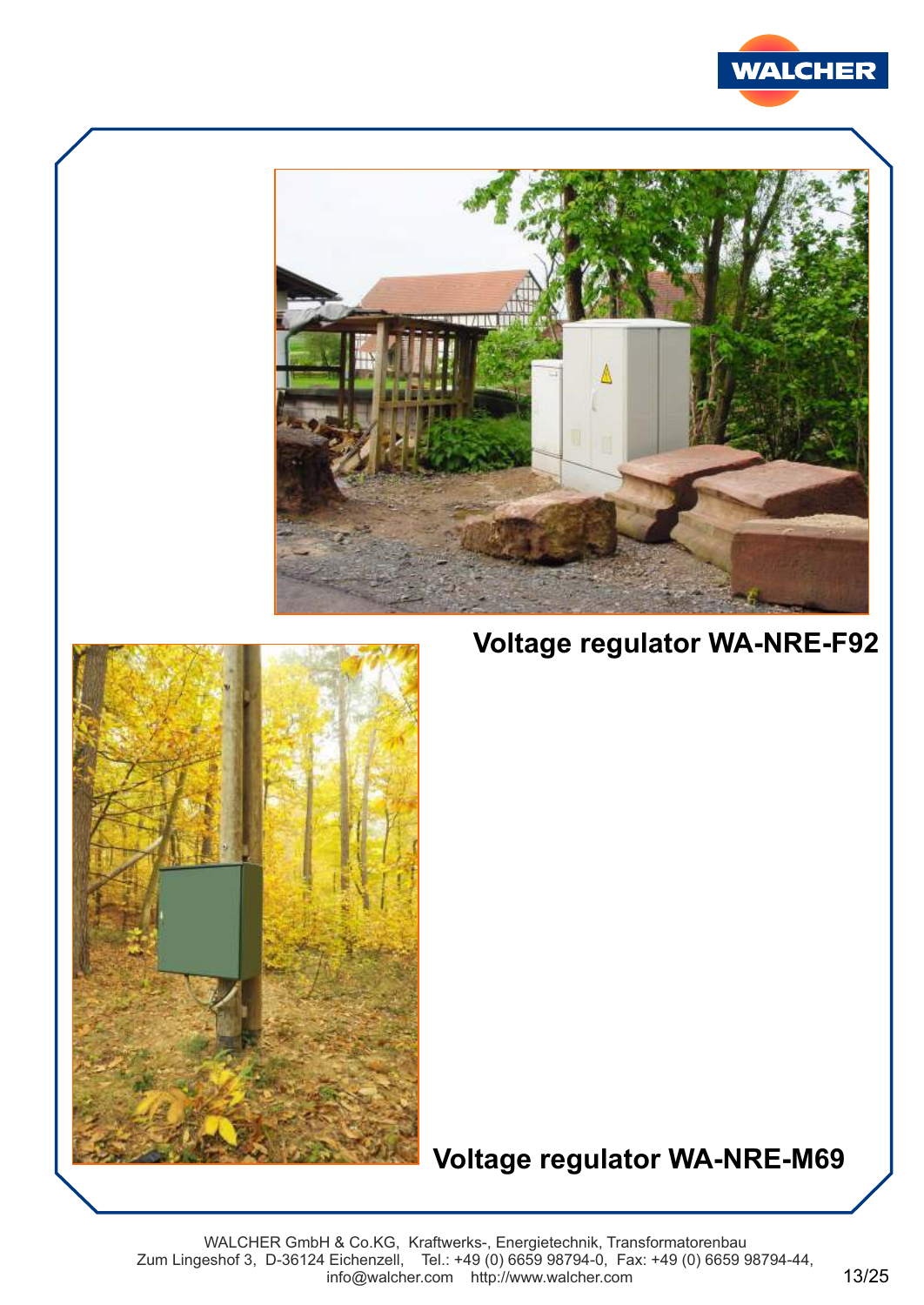**Voltage regulator WA-NRE-F92**

**Voltage regulator WA-NRE-M69**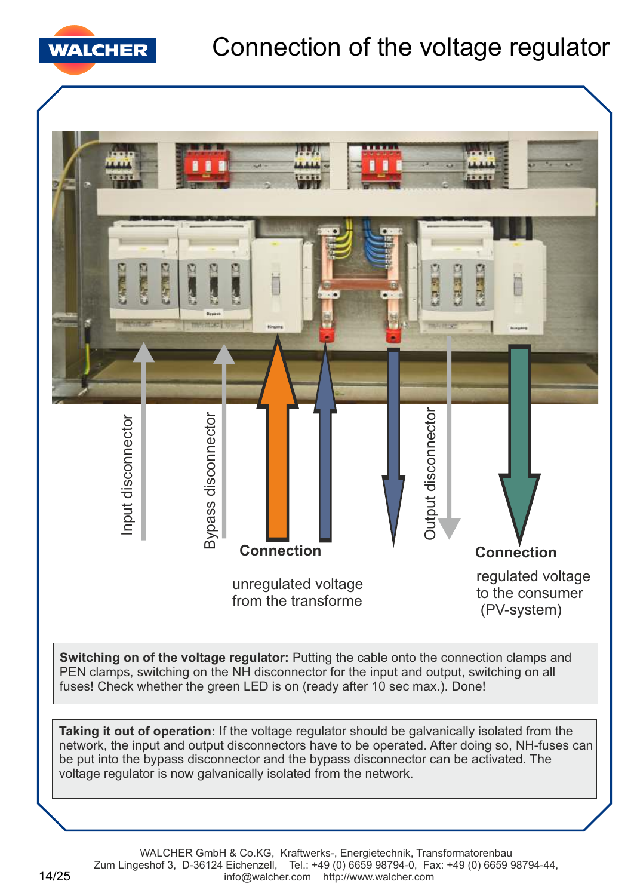# Connection of the voltage regulator

Input disconnector

Bypass disconnector

**Connection**

unregulated voltage
from the transforme

Output disconnector

**Connection**

regulated voltage
to the consumer
(PV-system)

**Switching on of the voltage regulator:** Putting the cable onto the connection clamps and PEN clamps, switching on the NH disconnector for the input and output, switching on all fuses! Check whether the green LED is on (ready after 10 sec max.). Done!

**Taking it out of operation:** If the voltage regulator should be galvanically isolated from the network, the input and output disconnectors have to be operated. After doing so, NH-fuses can be put into the bypass disconnector and the bypass disconnector can be activated. The voltage regulator is now galvanically isolated from the network.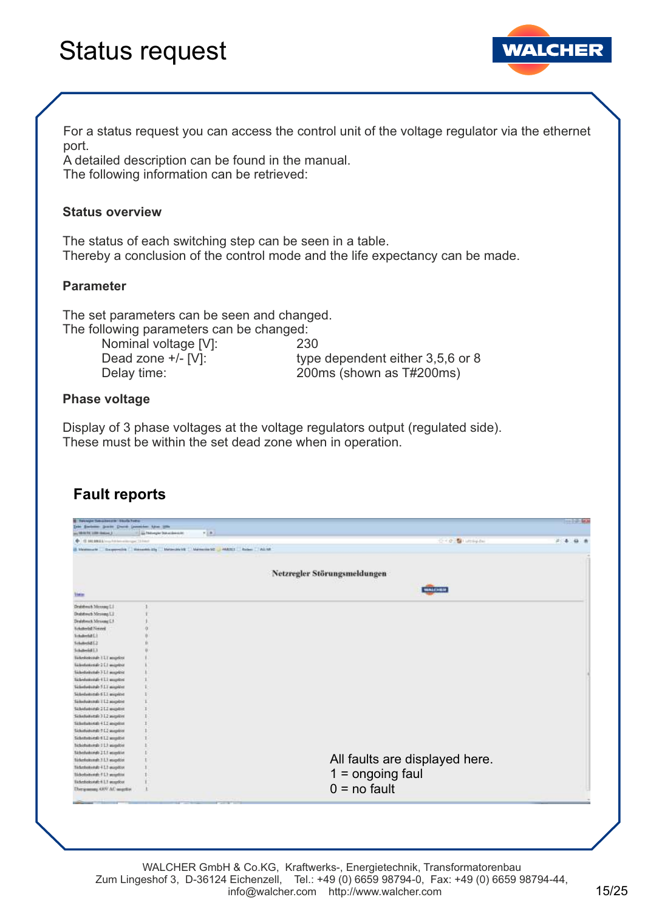# Status request

For a status request you can access the control unit of the voltage regulator via the ethernet port.
A detailed description can be found in the manual.
The following information can be retrieved:

**Status overview**

The status of each switching step can be seen in a table.
Thereby a conclusion of the control mode and the life expectancy can be made.

**Parameter**

The set parameters can be seen and changed.
The following parameters can be changed:

| | |
|---|---|
| Nominal voltage [V]: | 230 |
| Dead zone +/- [V]: | type dependent either 3,5,6 or 8 |
| Delay time: | 200ms (shown as T#200ms) |

**Phase voltage**

Display of 3 phase voltages at the voltage regulators output (regulated side).
These must be within the set dead zone when in operation.

## Fault reports

Netzregler Störungsmeldungen

All faults are displayed here.
1 = ongoing faul
0 = no fault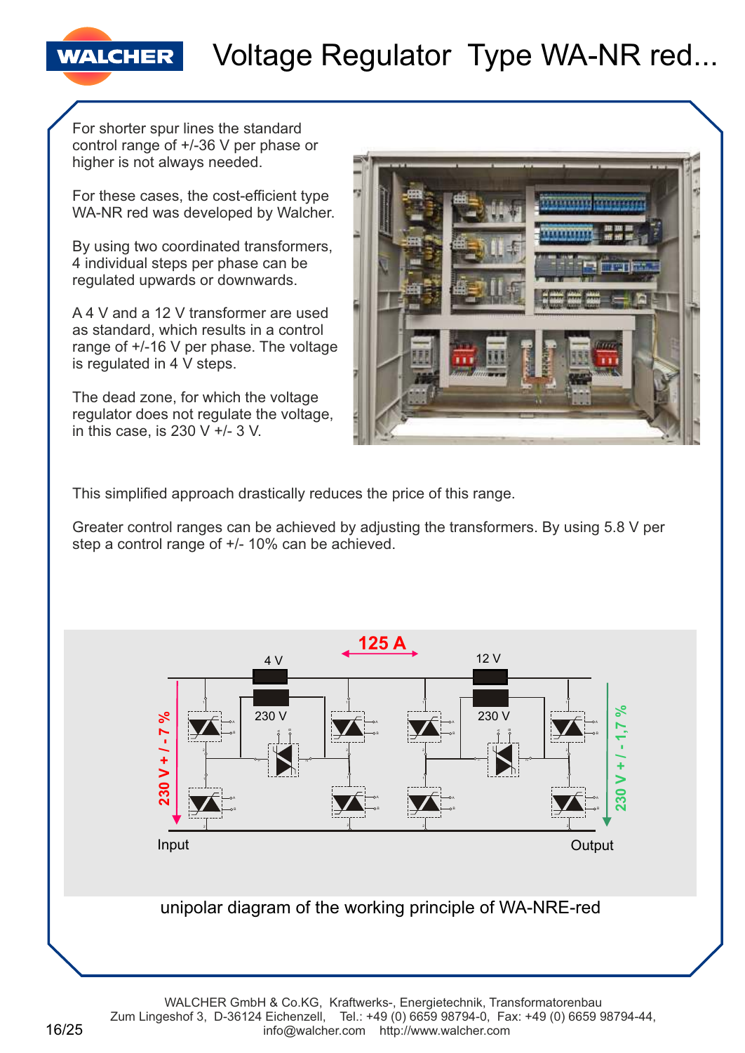# Voltage Regulator Type WA-NR red...

For shorter spur lines the standard control range of +/-36 V per phase or higher is not always needed.

For these cases, the cost-efficient type WA-NR red was developed by Walcher.

By using two coordinated transformers, 4 individual steps per phase can be regulated upwards or downwards.

A 4 V and a 12 V transformer are used as standard, which results in a control range of +/-16 V per phase. The voltage is regulated in 4 V steps.

The dead zone, for which the voltage regulator does not regulate the voltage, in this case, is 230 V +/- 3 V.

This simplified approach drastically reduces the price of this range.

Greater control ranges can be achieved by adjusting the transformers. By using 5.8 V per step a control range of +/- 10% can be achieved.

unipolar diagram of the working principle of WA-NRE-red

WALCHER GmbH & Co.KG, Kraftwerks-, Energietechnik, Transformatorenbau
Zum Lingeshof 3, D-36124 Eichenzell, Tel.: +49 (0) 6659 98794-0, Fax: +49 (0) 6659 98794-44,
info@walcher.com http://www.walcher.com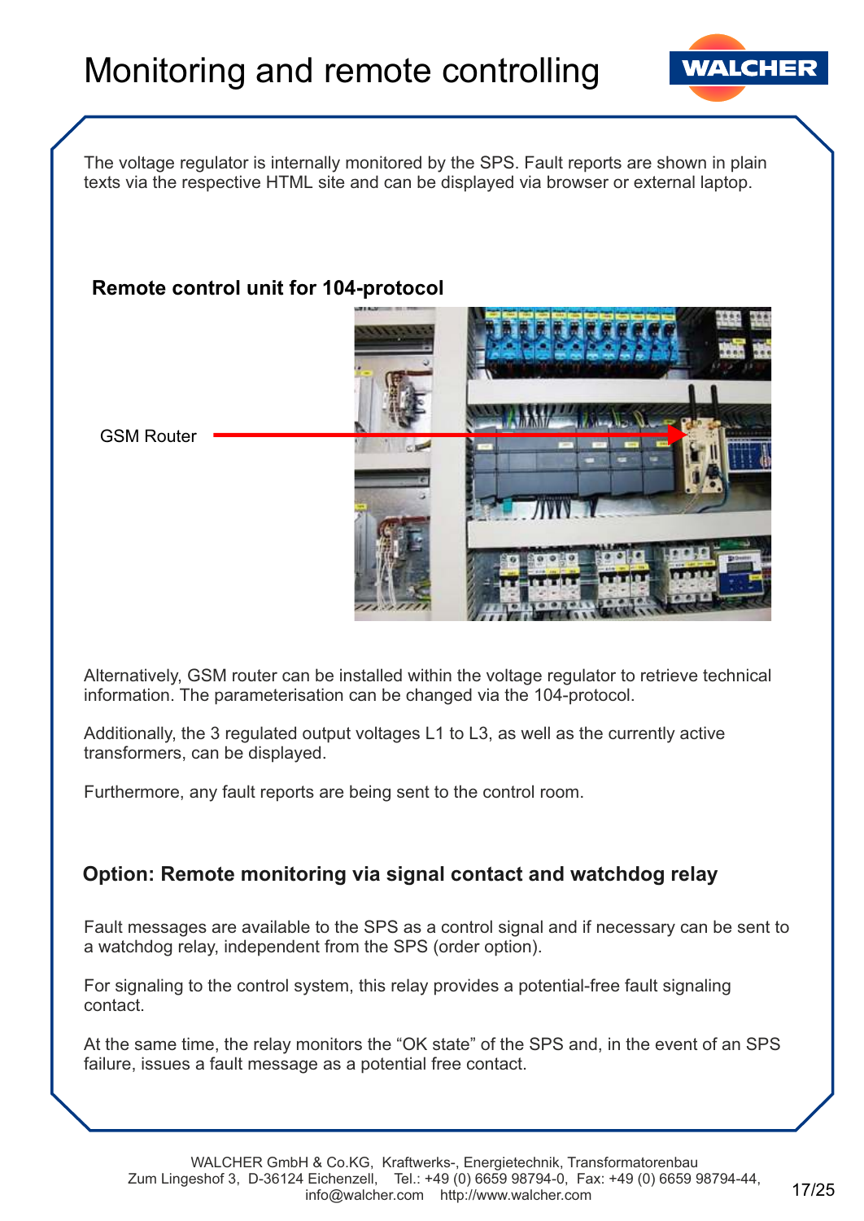# Monitoring and remote controlling

The voltage regulator is internally monitored by the SPS. Fault reports are shown in plain texts via the respective HTML site and can be displayed via browser or external laptop.

### Remote control unit for 104-protocol

GSM Router

Alternatively, GSM router can be installed within the voltage regulator to retrieve technical information. The parameterisation can be changed via the 104-protocol.

Additionally, the 3 regulated output voltages L1 to L3, as well as the currently active transformers, can be displayed.

Furthermore, any fault reports are being sent to the control room.

### Option: Remote monitoring via signal contact and watchdog relay

Fault messages are available to the SPS as a control signal and if necessary can be sent to a watchdog relay, independent from the SPS (order option).

For signaling to the control system, this relay provides a potential-free fault signaling contact.

At the same time, the relay monitors the “OK state” of the SPS and, in the event of an SPS failure, issues a fault message as a potential free contact.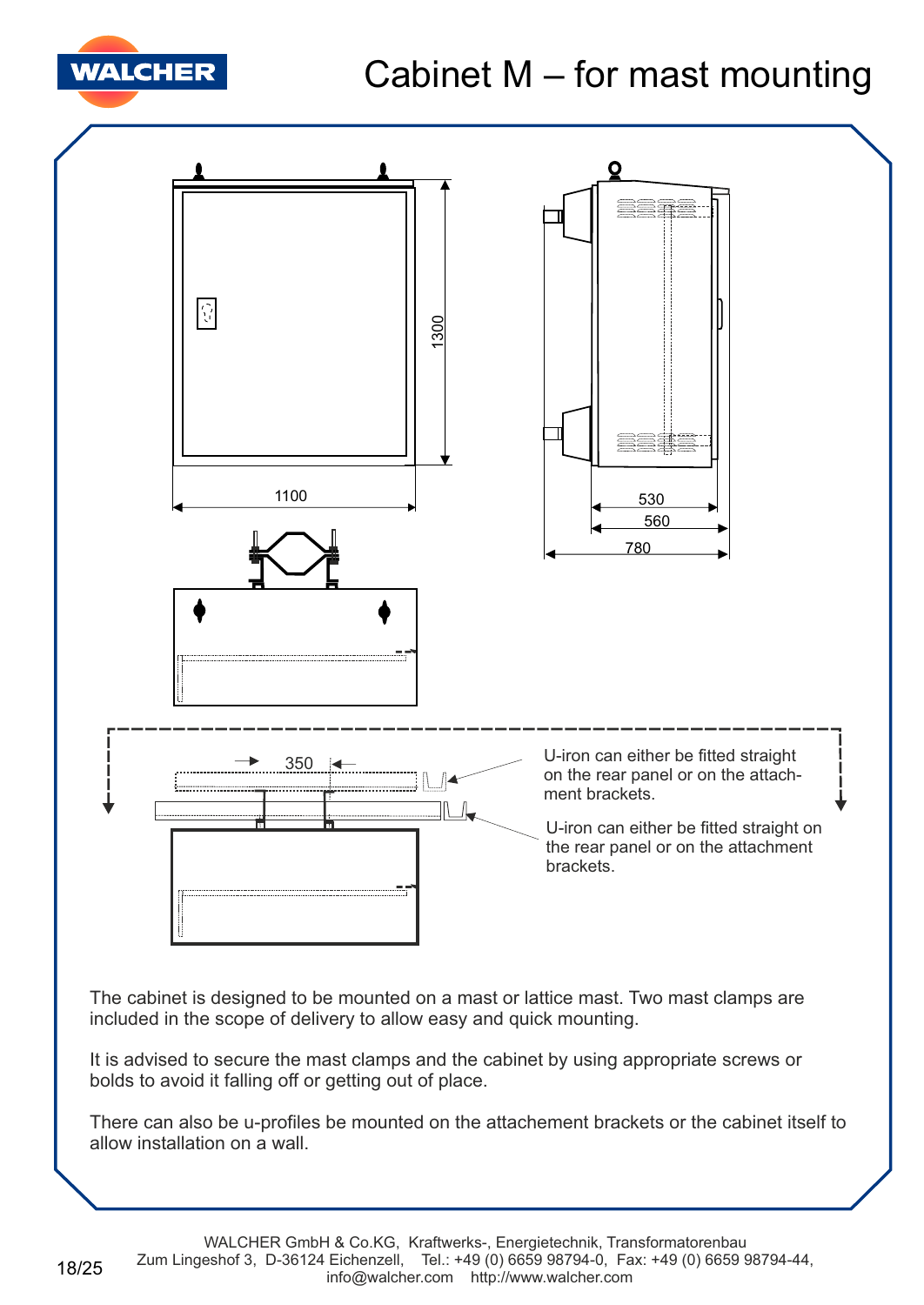# Cabinet M – for mast mounting

1300

1100

530

560

780

350

U-iron can either be fitted straight on the rear panel or on the attach-ment brackets.

U-iron can either be fitted straight on the rear panel or on the attachment brackets.

The cabinet is designed to be mounted on a mast or lattice mast. Two mast clamps are included in the scope of delivery to allow easy and quick mounting.

It is advised to secure the mast clamps and the cabinet by using appropriate screws or bolds to avoid it falling off or getting out of place.

There can also be u-profiles be mounted on the attachement brackets or the cabinet itself to allow installation on a wall.

WALCHER GmbH & Co.KG, Kraftwerks-, Energietechnik, Transformatorenbau
Zum Lingeshof 3, D-36124 Eichenzell, Tel.: +49 (0) 6659 98794-0, Fax: +49 (0) 6659 98794-44,
info@walcher.com http://www.walcher.com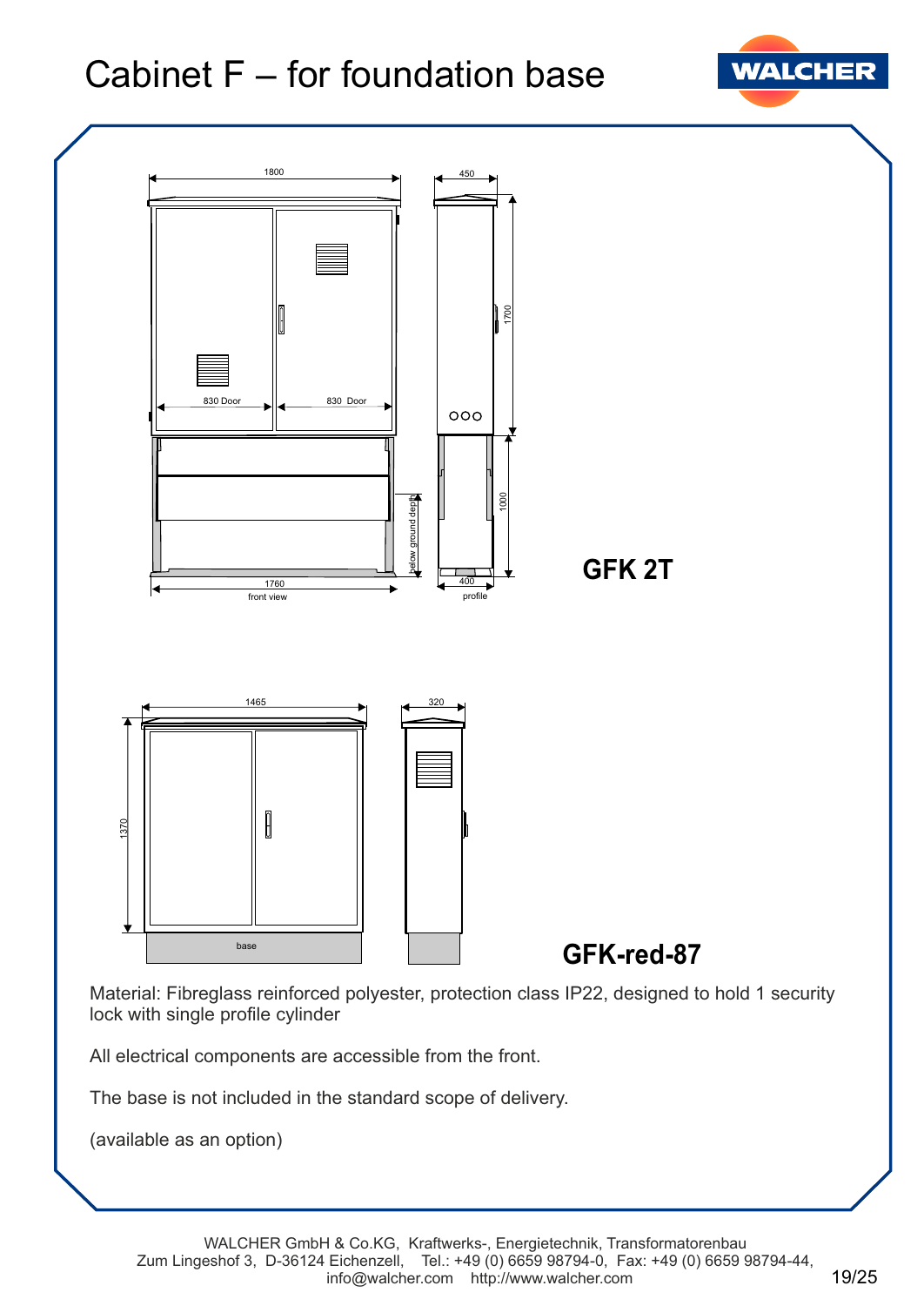# Cabinet F – for foundation base

1800

450

830 Door

830 Door

1700

1000

below ground depth

1760

front view

400

profile

**GFK 2T**

1465

320

1370

base

**GFK-red-87**

Material: Fibreglass reinforced polyester, protection class IP22, designed to hold 1 security lock with single profile cylinder

All electrical components are accessible from the front.

The base is not included in the standard scope of delivery.

(available as an option)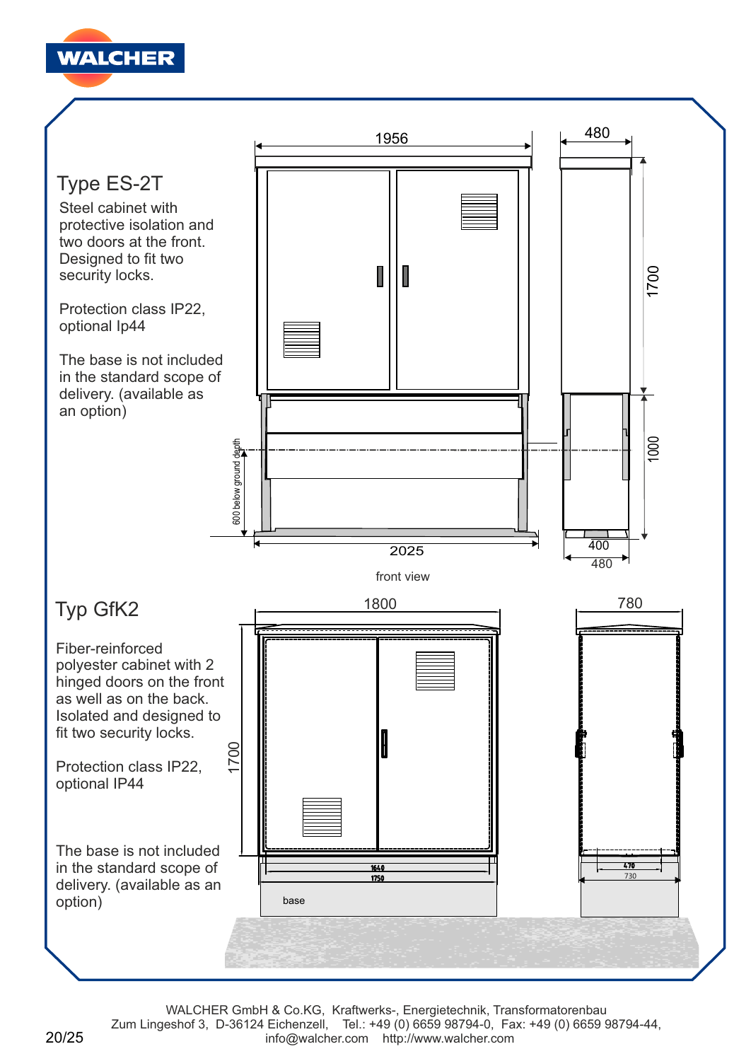## Type ES-2T

Steel cabinet with protective isolation and two doors at the front. Designed to fit two security locks.

Protection class IP22, optional Ip44

The base is not included in the standard scope of delivery. (available as an option)

1956

480

1700

1000

600 below ground depth

2025

400

480

front view

## Typ GfK2

Fiber-reinforced polyester cabinet with 2 hinged doors on the front as well as on the back. Isolated and designed to fit two security locks.

Protection class IP22, optional IP44

The base is not included in the standard scope of delivery. (available as an option)

1800

780

1700

1640

1750

470

730

base

WALCHER GmbH & Co.KG, Kraftwerks-, Energietechnik, Transformatorenbau
Zum Lingeshof 3, D-36124 Eichenzell, Tel.: +49 (0) 6659 98794-0, Fax: +49 (0) 6659 98794-44,
info@walcher.com http://www.walcher.com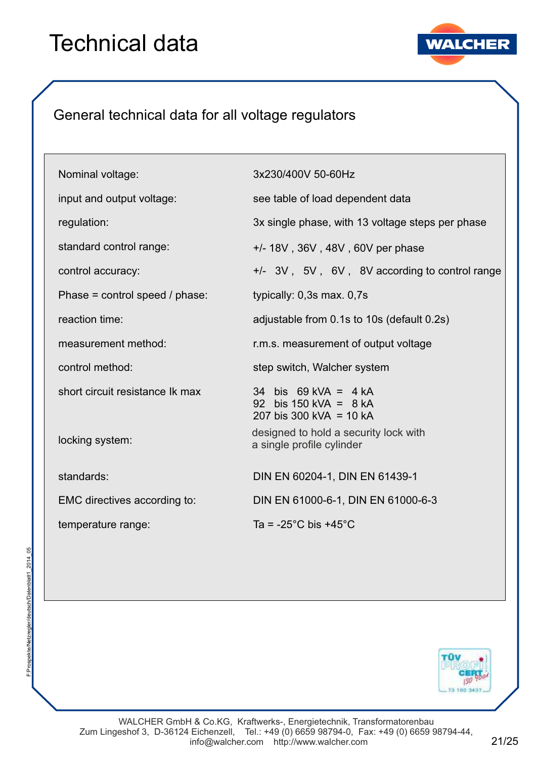# Technical data

## General technical data for all voltage regulators

| | |
|---|---|
| Nominal voltage: | 3x230/400V 50-60Hz |
| input and output voltage: | see table of load dependent data |
| regulation: | 3x single phase, with 13 voltage steps per phase |
| standard control range: | +/- 18V , 36V , 48V , 60V per phase |
| control accuracy: | +/- 3V , 5V , 6V , 8V according to control range |
| Phase = control speed / phase: | typically: 0,3s max. 0,7s |
| reaction time: | adjustable from 0.1s to 10s (default 0.2s) |
| measurement method: | r.m.s. measurement of output voltage |
| control method: | step switch, Walcher system |
| short circuit resistance Ik max | 34 bis 69 kVA = 4 kA<br>92 bis 150 kVA = 8 kA<br>207 bis 300 kVA = 10 kA |
| locking system: | designed to hold a security lock with a single profile cylinder |
| standards: | DIN EN 60204-1, DIN EN 61439-1 |
| EMC directives according to: | DIN EN 61000-6-1, DIN EN 61000-6-3 |
| temperature range: | Ta = -25°C bis +45°C |

F:Prospekte/Netzregler/deutsch/Datenblatt1_2014_05

WALCHER GmbH & Co.KG, Kraftwerks-, Energietechnik, Transformatorenbau
Zum Lingeshof 3, D-36124 Eichenzell, Tel.: +49 (0) 6659 98794-0, Fax: +49 (0) 6659 98794-44,
info@walcher.com http://www.walcher.com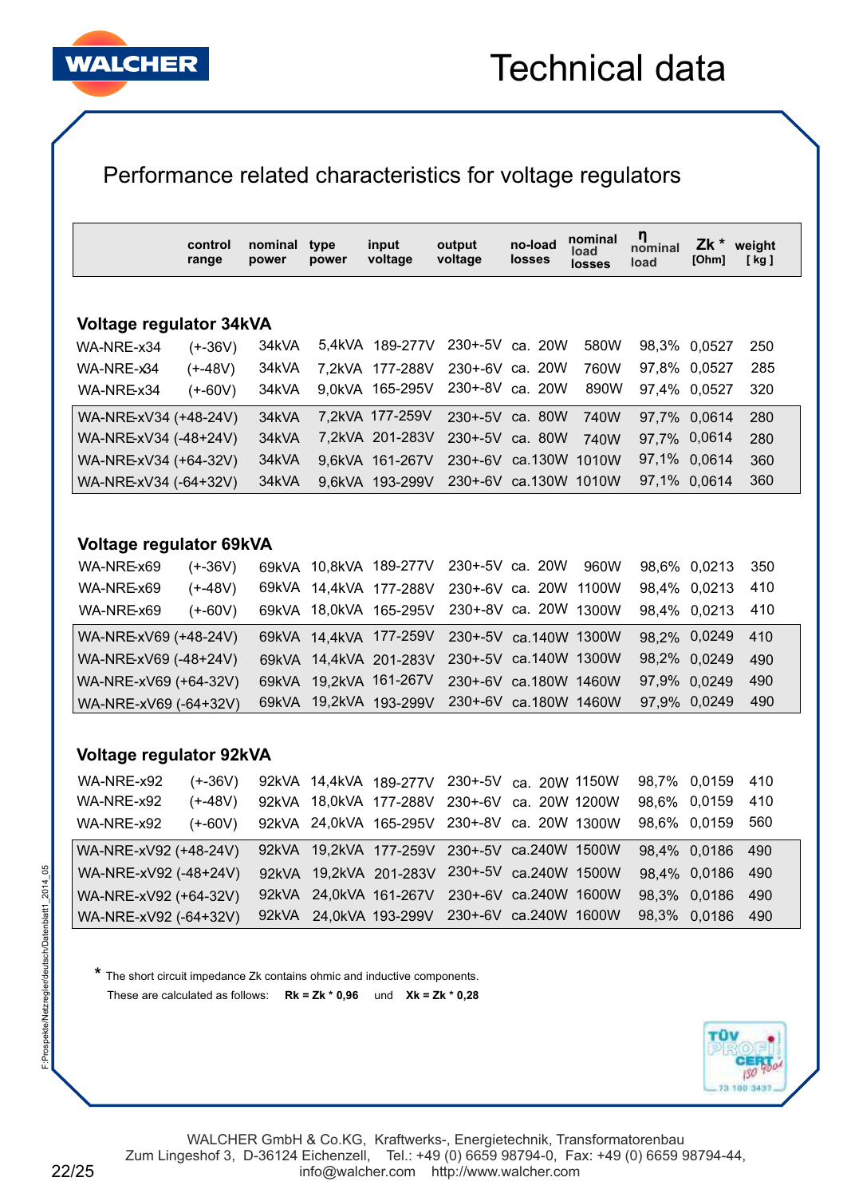# Technical data

## Performance related characteristics for voltage regulators

| | control range | nominal power | type power | input voltage | output voltage | no-load losses | nominal load losses | η nominal load | Zk * [Ohm] | weight [ kg ] |
|---|---|---|---|---|---|---|---|---|---|---|
| **Voltage regulator 34kVA** | | | | | | | | | | |
| WA-NRE-x34 | (+-36V) | 34kVA | 5,4kVA | 189-277V | 230+-5V | ca. 20W | 580W | 98,3% | 0,0527 | 250 |
| WA-NRE-x34 | (+-48V) | 34kVA | 7,2kVA | 177-288V | 230+-6V | ca. 20W | 760W | 97,8% | 0,0527 | 285 |
| WA-NRE-x34 | (+-60V) | 34kVA | 9,0kVA | 165-295V | 230+-8V | ca. 20W | 890W | 97,4% | 0,0527 | 320 |
| WA-NRE-xV34 | (+48-24V) | 34kVA | 7,2kVA | 177-259V | 230+-5V | ca. 80W | 740W | 97,7% | 0,0614 | 280 |
| WA-NRE-xV34 | (-48+24V) | 34kVA | 7,2kVA | 201-283V | 230+-5V | ca. 80W | 740W | 97,7% | 0,0614 | 280 |
| WA-NRE-xV34 | (+64-32V) | 34kVA | 9,6kVA | 161-267V | 230+-6V | ca.130W | 1010W | 97,1% | 0,0614 | 360 |
| WA-NRE-xV34 | (-64+32V) | 34kVA | 9,6kVA | 193-299V | 230+-6V | ca.130W | 1010W | 97,1% | 0,0614 | 360 |
| **Voltage regulator 69kVA** | | | | | | | | | | |
| WA-NRE-x69 | (+-36V) | 69kVA | 10,8kVA | 189-277V | 230+-5V | ca. 20W | 960W | 98,6% | 0,0213 | 350 |
| WA-NRE-x69 | (+-48V) | 69kVA | 14,4kVA | 177-288V | 230+-6V | ca. 20W | 1100W | 98,4% | 0,0213 | 410 |
| WA-NRE-x69 | (+-60V) | 69kVA | 18,0kVA | 165-295V | 230+-8V | ca. 20W | 1300W | 98,4% | 0,0213 | 410 |
| WA-NRE-xV69 | (+48-24V) | 69kVA | 14,4kVA | 177-259V | 230+-5V | ca.140W | 1300W | 98,2% | 0,0249 | 410 |
| WA-NRE-xV69 | (-48+24V) | 69kVA | 14,4kVA | 201-283V | 230+-5V | ca.140W | 1300W | 98,2% | 0,0249 | 490 |
| WA-NRE-xV69 | (+64-32V) | 69kVA | 19,2kVA | 161-267V | 230+-6V | ca.180W | 1460W | 97,9% | 0,0249 | 490 |
| WA-NRE-xV69 | (-64+32V) | 69kVA | 19,2kVA | 193-299V | 230+-6V | ca.180W | 1460W | 97,9% | 0,0249 | 490 |
| **Voltage regulator 92kVA** | | | | | | | | | | |
| WA-NRE-x92 | (+-36V) | 92kVA | 14,4kVA | 189-277V | 230+-5V | ca. 20W | 1150W | 98,7% | 0,0159 | 410 |
| WA-NRE-x92 | (+-48V) | 92kVA | 18,0kVA | 177-288V | 230+-6V | ca. 20W | 1200W | 98,6% | 0,0159 | 410 |
| WA-NRE-x92 | (+-60V) | 92kVA | 24,0kVA | 165-295V | 230+-8V | ca. 20W | 1300W | 98,6% | 0,0159 | 560 |
| WA-NRE-xV92 | (+48-24V) | 92kVA | 19,2kVA | 177-259V | 230+-5V | ca.240W | 1500W | 98,4% | 0,0186 | 490 |
| WA-NRE-xV92 | (-48+24V) | 92kVA | 19,2kVA | 201-283V | 230+-5V | ca.240W | 1500W | 98,4% | 0,0186 | 490 |
| WA-NRE-xV92 | (+64-32V) | 92kVA | 24,0kVA | 161-267V | 230+-6V | ca.240W | 1600W | 98,3% | 0,0186 | 490 |
| WA-NRE-xV92 | (-64+32V) | 92kVA | 24,0kVA | 193-299V | 230+-6V | ca.240W | 1600W | 98,3% | 0,0186 | 490 |

\* The short circuit impedance Zk contains ohmic and inductive components.
These are calculated as follows: **Rk = Zk * 0,96** und **Xk = Zk * 0,28**

WALCHER GmbH & Co.KG, Kraftwerks-, Energietechnik, Transformatorenbau
Zum Lingeshof 3, D-36124 Eichenzell, Tel.: +49 (0) 6659 98794-0, Fax: +49 (0) 6659 98794-44,
info@walcher.com http://www.walcher.com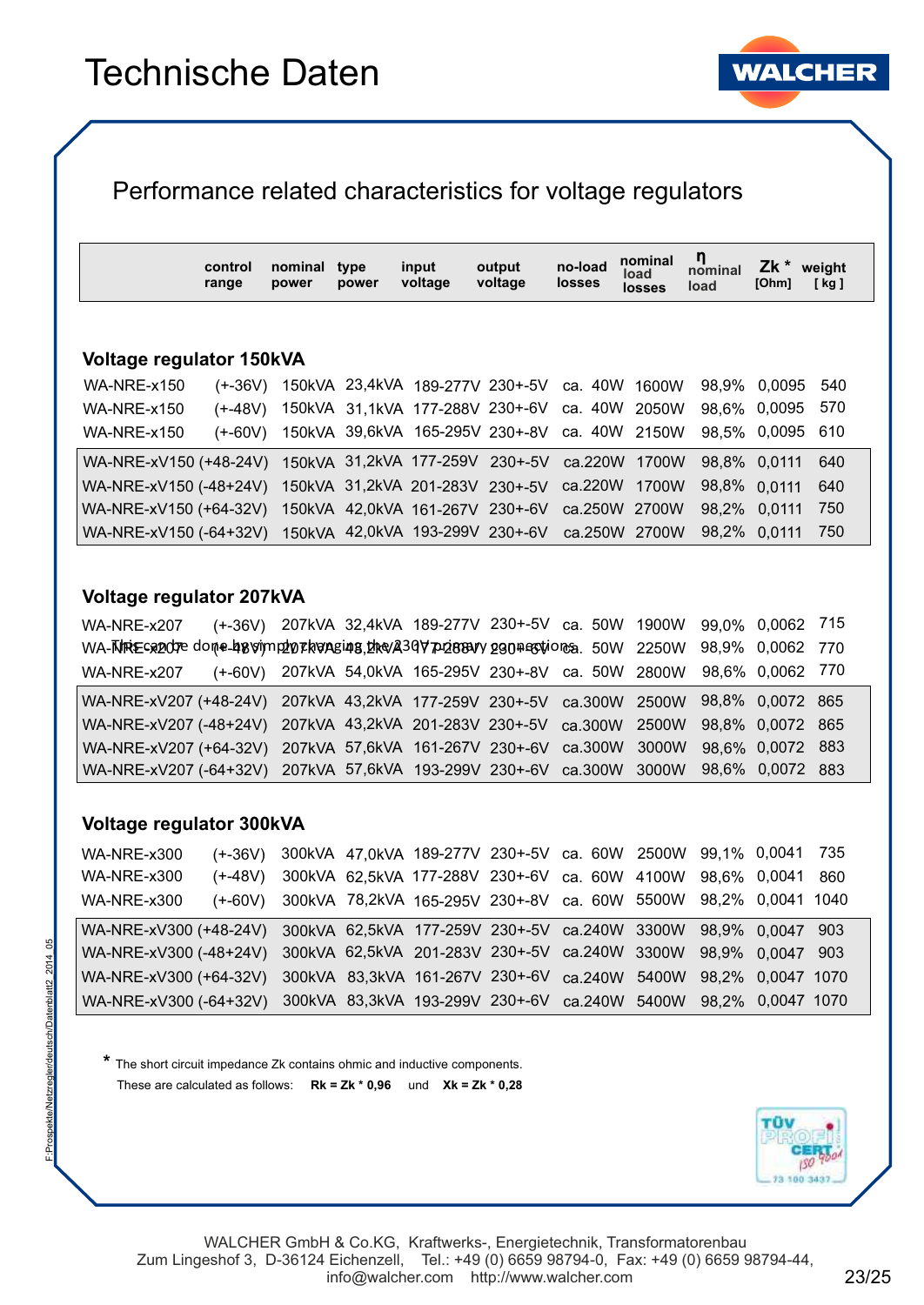# Technische Daten

## Performance related characteristics for voltage regulators

| | control range | nominal power | type power | input voltage | output voltage | no-load losses | nominal load losses | η nominal load | Zk * [Ohm] | weight [ kg ] |
|---|---|---|---|---|---|---|---|---|---|---|
| **Voltage regulator 150kVA** | | | | | | | | | | |
| WA-NRE-x150 | (+-36V) | 150kVA | 23,4kVA | 189-277V | 230+-5V | ca. 40W | 1600W | 98,9% | 0,0095 | 540 |
| WA-NRE-x150 | (+-48V) | 150kVA | 31,1kVA | 177-288V | 230+-6V | ca. 40W | 2050W | 98,6% | 0,0095 | 570 |
| WA-NRE-x150 | (+-60V) | 150kVA | 39,6kVA | 165-295V | 230+-8V | ca. 40W | 2150W | 98,5% | 0,0095 | 610 |
| WA-NRE-xV150 | (+48-24V) | 150kVA | 31,2kVA | 177-259V | 230+-5V | ca.220W | 1700W | 98,8% | 0,0111 | 640 |
| WA-NRE-xV150 | (-48+24V) | 150kVA | 31,2kVA | 201-283V | 230+-5V | ca.220W | 1700W | 98,8% | 0,0111 | 640 |
| WA-NRE-xV150 | (+64-32V) | 150kVA | 42,0kVA | 161-267V | 230+-6V | ca.250W | 2700W | 98,2% | 0,0111 | 750 |
| WA-NRE-xV150 | (-64+32V) | 150kVA | 42,0kVA | 193-299V | 230+-6V | ca.250W | 2700W | 98,2% | 0,0111 | 750 |
| **Voltage regulator 207kVA** | | | | | | | | | | |
| WA-NRE-x207 | (+-36V) | 207kVA | 32,4kVA | 189-277V | 230+-5V | ca. 50W | 1900W | 99,0% | 0,0062 | 715 |
| WA-NRE-x207 | (+-48V) | 207kVA | 43,2kVA | 177-288V | 230+-6V | ca. 50W | 2250W | 98,9% | 0,0062 | 770 |
| WA-NRE-x207 | (+-60V) | 207kVA | 54,0kVA | 165-295V | 230+-8V | ca. 50W | 2800W | 98,6% | 0,0062 | 770 |
| WA-NRE-xV207 | (+48-24V) | 207kVA | 43,2kVA | 177-259V | 230+-5V | ca.300W | 2500W | 98,8% | 0,0072 | 865 |
| WA-NRE-xV207 | (-48+24V) | 207kVA | 43,2kVA | 201-283V | 230+-5V | ca.300W | 2500W | 98,8% | 0,0072 | 865 |
| WA-NRE-xV207 | (+64-32V) | 207kVA | 57,6kVA | 161-267V | 230+-6V | ca.300W | 3000W | 98,6% | 0,0072 | 883 |
| WA-NRE-xV207 | (-64+32V) | 207kVA | 57,6kVA | 193-299V | 230+-6V | ca.300W | 3000W | 98,6% | 0,0072 | 883 |
| **Voltage regulator 300kVA** | | | | | | | | | | |
| WA-NRE-x300 | (+-36V) | 300kVA | 47,0kVA | 189-277V | 230+-5V | ca. 60W | 2500W | 99,1% | 0,0041 | 735 |
| WA-NRE-x300 | (+-48V) | 300kVA | 62,5kVA | 177-288V | 230+-6V | ca. 60W | 4100W | 98,6% | 0,0041 | 860 |
| WA-NRE-x300 | (+-60V) | 300kVA | 78,2kVA | 165-295V | 230+-8V | ca. 60W | 5500W | 98,2% | 0,0041 | 1040 |
| WA-NRE-xV300 | (+48-24V) | 300kVA | 62,5kVA | 177-259V | 230+-5V | ca.240W | 3300W | 98,9% | 0,0047 | 903 |
| WA-NRE-xV300 | (-48+24V) | 300kVA | 62,5kVA | 201-283V | 230+-5V | ca.240W | 3300W | 98,9% | 0,0047 | 903 |
| WA-NRE-xV300 | (+64-32V) | 300kVA | 83,3kVA | 161-267V | 230+-6V | ca.240W | 5400W | 98,2% | 0,0047 | 1070 |
| WA-NRE-xV300 | (-64+32V) | 300kVA | 83,3kVA | 193-299V | 230+-6V | ca.240W | 5400W | 98,2% | 0,0047 | 1070 |

This can be done by simply changing the 230V primary connections.

* The short circuit impedance Zk contains ohmic and inductive components.
These are calculated as follows: **Rk = Zk * 0,96** und **Xk = Zk * 0,28**

F:Prospekte/Netzregler/deutsch/Datenblatt2_2014_05

WALCHER GmbH & Co.KG, Kraftwerks-, Energietechnik, Transformatorenbau
Zum Lingeshof 3, D-36124 Eichenzell, Tel.: +49 (0) 6659 98794-0, Fax: +49 (0) 6659 98794-44,
info@walcher.com http://www.walcher.com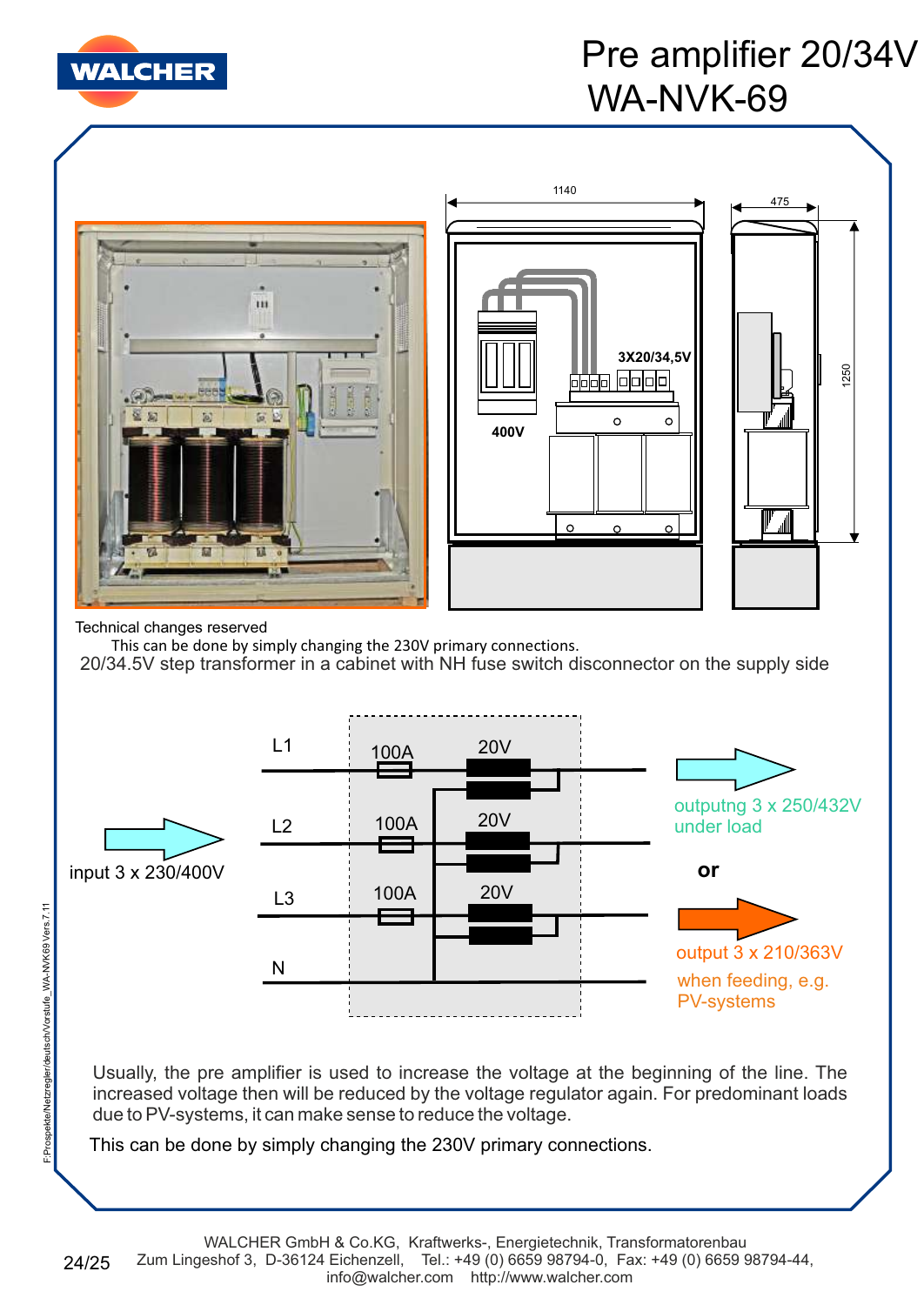# Pre amplifier 20/34V
# WA-NVK-69

Technical changes reserved

This can be done by simply changing the 230V primary connections.

20/34.5V step transformer in a cabinet with NH fuse switch disconnector on the supply side

input 3 x 230/400V

L1 — 100A — 20V

L2 — 100A — 20V

L3 — 100A — 20V

N

outputng 3 x 250/432V under load

**or**

output 3 x 210/363V when feeding, e.g. PV-systems

Usually, the pre amplifier is used to increase the voltage at the beginning of the line. The increased voltage then will be reduced by the voltage regulator again. For predominant loads due to PV-systems, it can make sense to reduce the voltage.

This can be done by simply changing the 230V primary connections.

WALCHER GmbH & Co.KG, Kraftwerks-, Energietechnik, Transformatorenbau
Zum Lingeshof 3, D-36124 Eichenzell, Tel.: +49 (0) 6659 98794-0, Fax: +49 (0) 6659 98794-44,
info@walcher.com http://www.walcher.com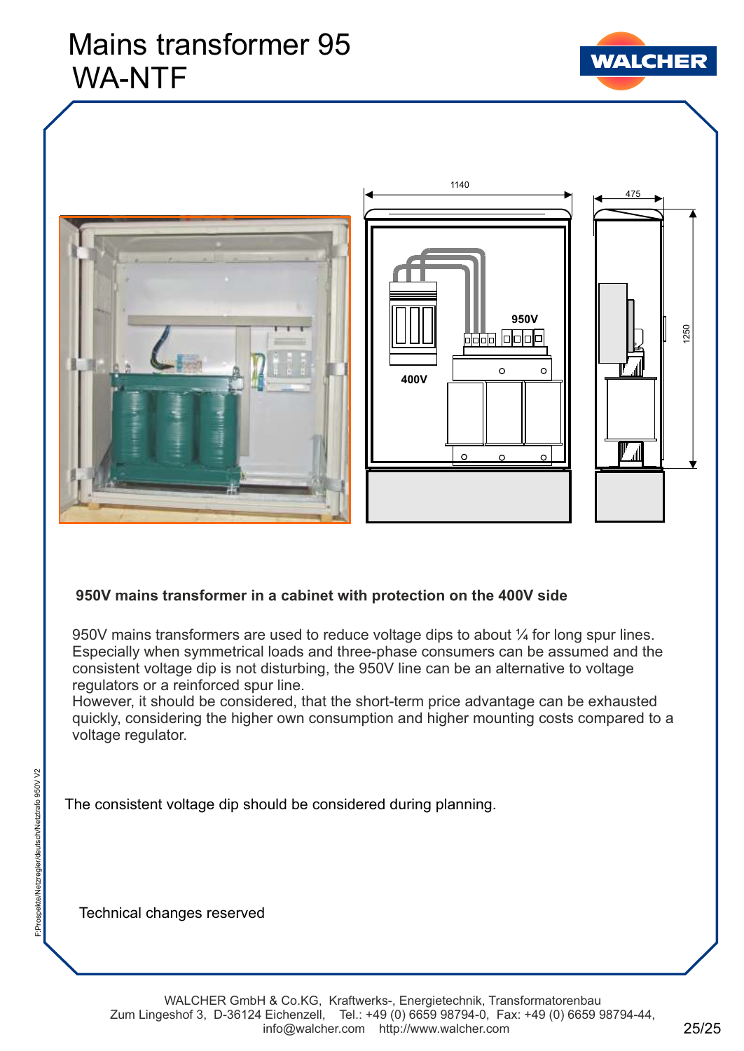# Mains transformer 95 WA-NTF

**950V mains transformer in a cabinet with protection on the 400V side**

950V mains transformers are used to reduce voltage dips to about ¼ for long spur lines. Especially when symmetrical loads and three-phase consumers can be assumed and the consistent voltage dip is not disturbing, the 950V line can be an alternative to voltage regulators or a reinforced spur line.
However, it should be considered, that the short-term price advantage can be exhausted quickly, considering the higher own consumption and higher mounting costs compared to a voltage regulator.

The consistent voltage dip should be considered during planning.

Technical changes reserved

WALCHER GmbH & Co.KG, Kraftwerks-, Energietechnik, Transformatorenbau
Zum Lingeshof 3, D-36124 Eichenzell, Tel.: +49 (0) 6659 98794-0, Fax: +49 (0) 6659 98794-44,
info@walcher.com http://www.walcher.com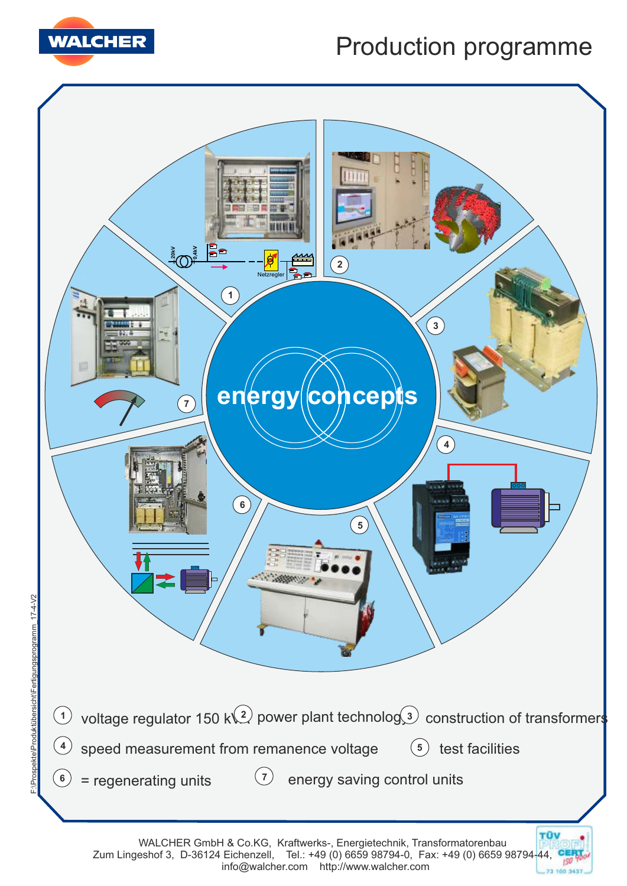WALCHER

# Production programme

energy concepts

1 voltage regulator 150 kVA
2 power plant technology
3 construction of transformers
4 speed measurement from remanence voltage
5 test facilities
6 = regenerating units
7 energy saving control units

F:\Prospekte\Produktübersicht\Fertigungsprogramm 17-4-V2

WALCHER GmbH & Co.KG, Kraftwerks-, Energietechnik, Transformatorenbau
Zum Lingeshof 3, D-36124 Eichenzell, Tel.: +49 (0) 6659 98794-0, Fax: +49 (0) 6659 98794-44,
info@walcher.com http://www.walcher.com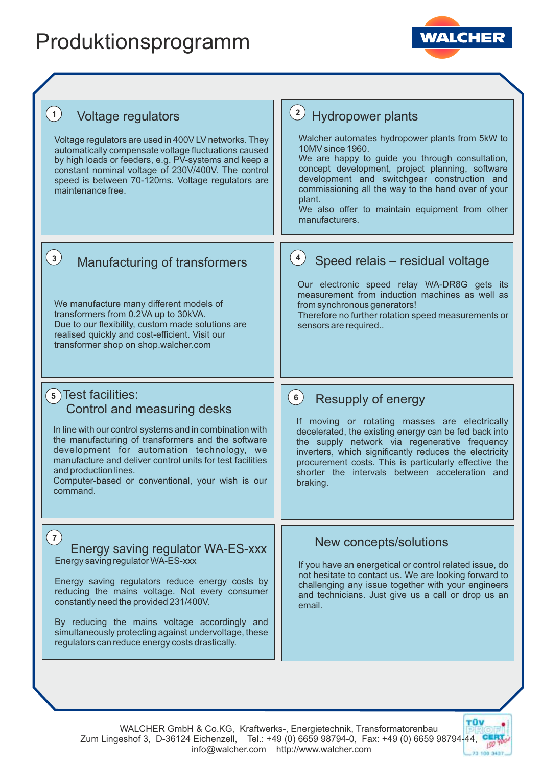# Produktionsprogramm

WALCHER

## 1 Voltage regulators

Voltage regulators are used in 400V LV networks. They automatically compensate voltage fluctuations caused by high loads or feeders, e.g. PV-systems and keep a constant nominal voltage of 230V/400V. The control speed is between 70-120ms. Voltage regulators are maintenance free.

## 2 Hydropower plants

Walcher automates hydropower plants from 5kW to 10MV since 1960.
We are happy to guide you through consultation, concept development, project planning, software development and switchgear construction and commissioning all the way to the hand over of your plant.
We also offer to maintain equipment from other manufacturers.

## 3 Manufacturing of transformers

We manufacture many different models of transformers from 0.2VA up to 30kVA.
Due to our flexibility, custom made solutions are realised quickly and cost-efficient. Visit our transformer shop on shop.walcher.com

## 4 Speed relais – residual voltage

Our electronic speed relay WA-DR8G gets its measurement from induction machines as well as from synchronous generators!
Therefore no further rotation speed measurements or sensors are required..

## 5 Test facilities: Control and measuring desks

In line with our control systems and in combination with the manufacturing of transformers and the software development for automation technology, we manufacture and deliver control units for test facilities and production lines.
Computer-based or conventional, your wish is our command.

## 6 Resupply of energy

If moving or rotating masses are electrically decelerated, the existing energy can be fed back into the supply network via regenerative frequency inverters, which significantly reduces the electricity procurement costs. This is particularly effective the shorter the intervals between acceleration and braking.

## 7 Energy saving regulator WA-ES-xxx

Energy saving regulator WA-ES-xxx

Energy saving regulators reduce energy costs by reducing the mains voltage. Not every consumer constantly need the provided 231/400V.

By reducing the mains voltage accordingly and simultaneously protecting against undervoltage, these regulators can reduce energy costs drastically.

## New concepts/solutions

If you have an energetical or control related issue, do not hesitate to contact us. We are looking forward to challenging any issue together with your engineers and technicians. Just give us a call or drop us an email.

WALCHER GmbH & Co.KG, Kraftwerks-, Energietechnik, Transformatorenbau
Zum Lingeshof 3, D-36124 Eichenzell, Tel.: +49 (0) 6659 98794-0, Fax: +49 (0) 6659 98794-44,
info@walcher.com http://www.walcher.com

TÜV PROFI CERT ISO 9001 73 100 3437